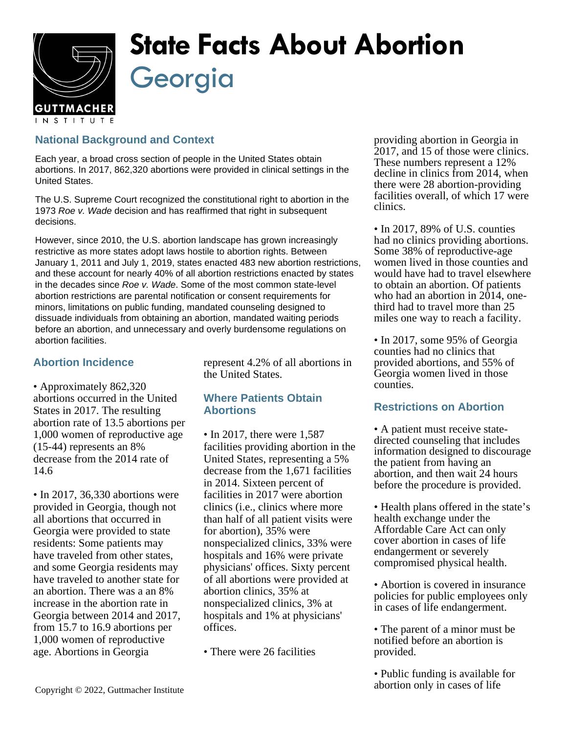# State Facts About Abortion
## Georgia

## National Background and Context

Each year, a broad cross section of people in the United States obtain abortions. In 2017, 862,320 abortions were provided in clinical settings in the United States.

The U.S. Supreme Court recognized the constitutional right to abortion in the 1973 *Roe v. Wade* decision and has reaffirmed that right in subsequent decisions.

However, since 2010, the U.S. abortion landscape has grown increasingly restrictive as more states adopt laws hostile to abortion rights. Between January 1, 2011 and July 1, 2019, states enacted 483 new abortion restrictions, and these account for nearly 40% of all abortion restrictions enacted by states in the decades since *Roe v. Wade*. Some of the most common state-level abortion restrictions are parental notification or consent requirements for minors, limitations on public funding, mandated counseling designed to dissuade individuals from obtaining an abortion, mandated waiting periods before an abortion, and unnecessary and overly burdensome regulations on abortion facilities.

## Abortion Incidence

• Approximately 862,320 abortions occurred in the United States in 2017. The resulting abortion rate of 13.5 abortions per 1,000 women of reproductive age (15-44) represents an 8% decrease from the 2014 rate of 14.6

• In 2017, 36,330 abortions were provided in Georgia, though not all abortions that occurred in Georgia were provided to state residents: Some patients may have traveled from other states, and some Georgia residents may have traveled to another state for an abortion. There was a an 8% increase in the abortion rate in Georgia between 2014 and 2017, from 15.7 to 16.9 abortions per 1,000 women of reproductive age. Abortions in Georgia represent 4.2% of all abortions in the United States.

## Where Patients Obtain Abortions

• In 2017, there were 1,587 facilities providing abortion in the United States, representing a 5% decrease from the 1,671 facilities in 2014. Sixteen percent of facilities in 2017 were abortion clinics (i.e., clinics where more than half of all patient visits were for abortion), 35% were nonspecialized clinics, 33% were hospitals and 16% were private physicians' offices. Sixty percent of all abortions were provided at abortion clinics, 35% at nonspecialized clinics, 3% at hospitals and 1% at physicians' offices.

• There were 26 facilities providing abortion in Georgia in 2017, and 15 of those were clinics. These numbers represent a 12% decline in clinics from 2014, when there were 28 abortion-providing facilities overall, of which 17 were clinics.

• In 2017, 89% of U.S. counties had no clinics providing abortions. Some 38% of reproductive-age women lived in those counties and would have had to travel elsewhere to obtain an abortion. Of patients who had an abortion in 2014, one-third had to travel more than 25 miles one way to reach a facility.

• In 2017, some 95% of Georgia counties had no clinics that provided abortions, and 55% of Georgia women lived in those counties.

## Restrictions on Abortion

• A patient must receive state-directed counseling that includes information designed to discourage the patient from having an abortion, and then wait 24 hours before the procedure is provided.

• Health plans offered in the state's health exchange under the Affordable Care Act can only cover abortion in cases of life endangerment or severely compromised physical health.

• Abortion is covered in insurance policies for public employees only in cases of life endangerment.

• The parent of a minor must be notified before an abortion is provided.

• Public funding is available for abortion only in cases of life

Copyright © 2022, Guttmacher Institute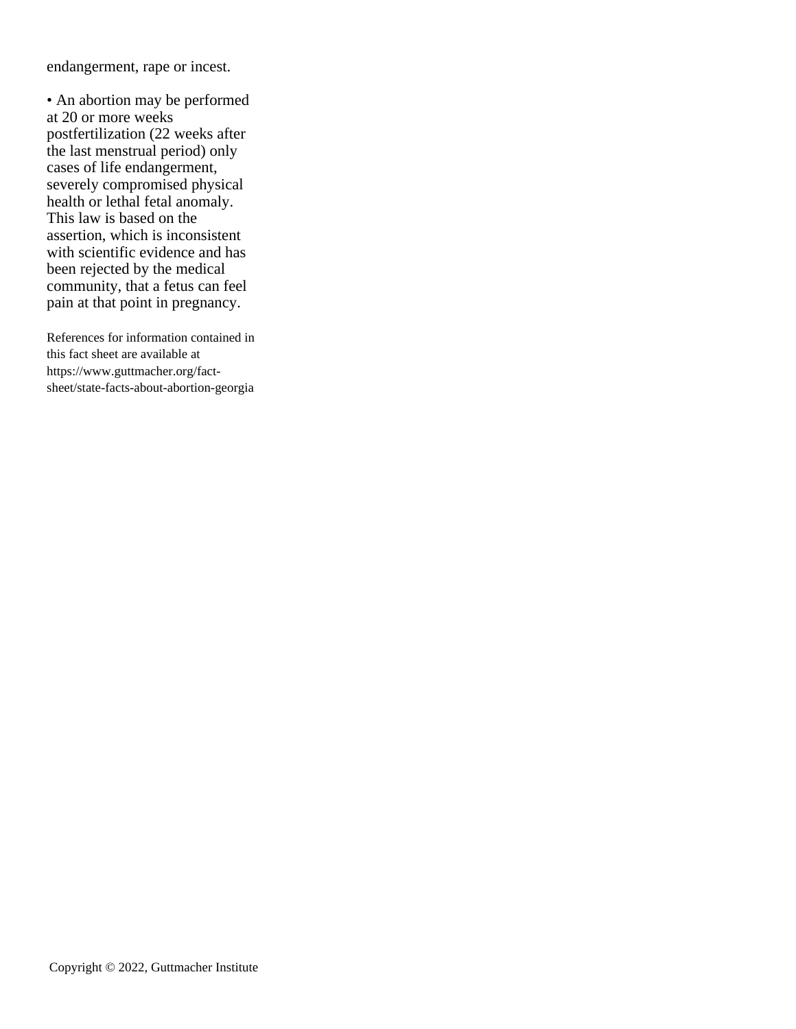endangerment, rape or incest.

- An abortion may be performed at 20 or more weeks postfertilization (22 weeks after the last menstrual period) only cases of life endangerment, severely compromised physical health or lethal fetal anomaly. This law is based on the assertion, which is inconsistent with scientific evidence and has been rejected by the medical community, that a fetus can feel pain at that point in pregnancy.

References for information contained in this fact sheet are available at https://www.guttmacher.org/fact-sheet/state-facts-about-abortion-georgia

Copyright © 2022, Guttmacher Institute